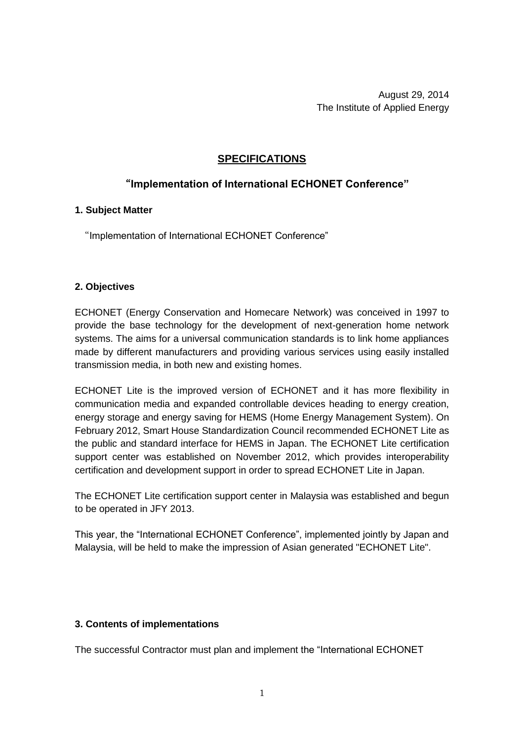August 29, 2014
The Institute of Applied Energy

# SPECIFICATIONS

## "Implementation of International ECHONET Conference"

### 1. Subject Matter

"Implementation of International ECHONET Conference"

### 2. Objectives

ECHONET (Energy Conservation and Homecare Network) was conceived in 1997 to provide the base technology for the development of next-generation home network systems. The aims for a universal communication standards is to link home appliances made by different manufacturers and providing various services using easily installed transmission media, in both new and existing homes.

ECHONET Lite is the improved version of ECHONET and it has more flexibility in communication media and expanded controllable devices heading to energy creation, energy storage and energy saving for HEMS (Home Energy Management System). On February 2012, Smart House Standardization Council recommended ECHONET Lite as the public and standard interface for HEMS in Japan. The ECHONET Lite certification support center was established on November 2012, which provides interoperability certification and development support in order to spread ECHONET Lite in Japan.

The ECHONET Lite certification support center in Malaysia was established and begun to be operated in JFY 2013.

This year, the "International ECHONET Conference", implemented jointly by Japan and Malaysia, will be held to make the impression of Asian generated "ECHONET Lite".

### 3. Contents of implementations

The successful Contractor must plan and implement the "International ECHONET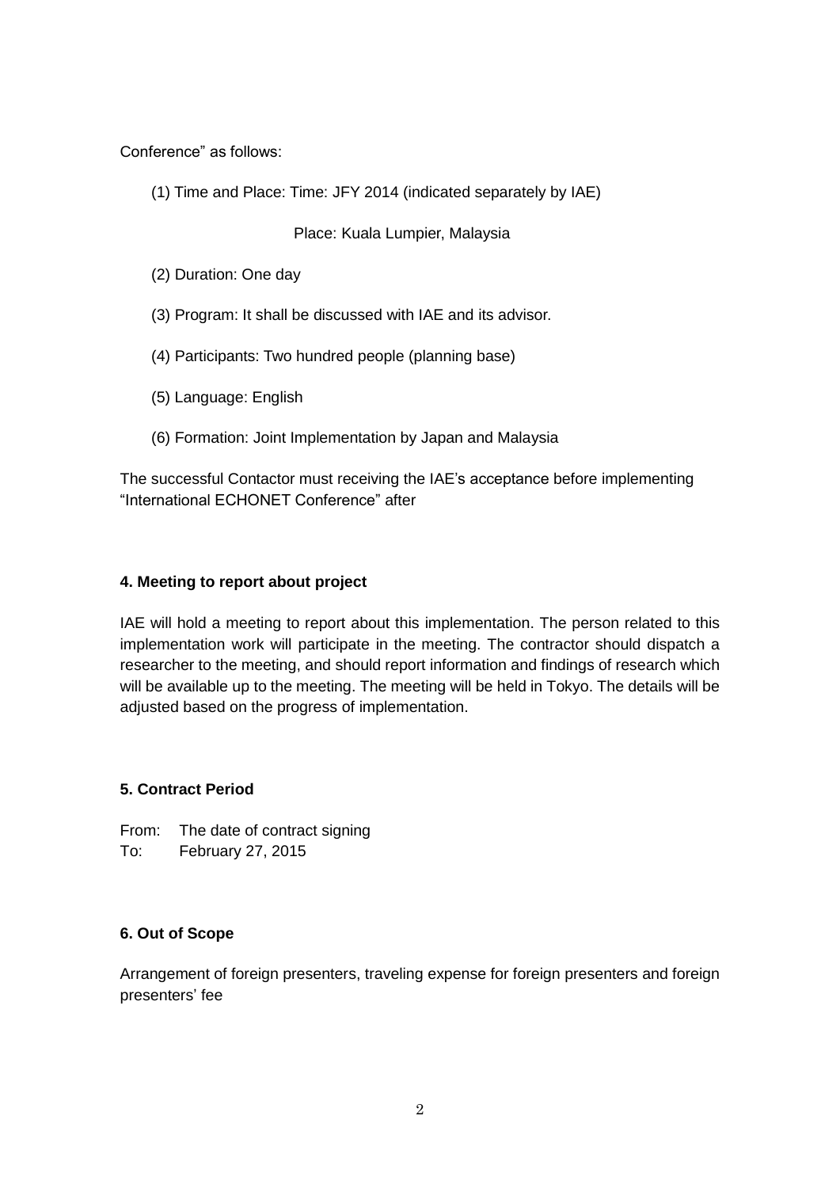Conference" as follows:

(1) Time and Place: Time: JFY 2014 (indicated separately by IAE)

Place: Kuala Lumpier, Malaysia

(2) Duration: One day

(3) Program: It shall be discussed with IAE and its advisor.

(4) Participants: Two hundred people (planning base)

(5) Language: English

(6) Formation: Joint Implementation by Japan and Malaysia

The successful Contactor must receiving the IAE's acceptance before implementing "International ECHONET Conference" after

**4. Meeting to report about project**

IAE will hold a meeting to report about this implementation. The person related to this implementation work will participate in the meeting. The contractor should dispatch a researcher to the meeting, and should report information and findings of research which will be available up to the meeting. The meeting will be held in Tokyo. The details will be adjusted based on the progress of implementation.

**5. Contract Period**

From: The date of contract signing
To: February 27, 2015

**6. Out of Scope**

Arrangement of foreign presenters, traveling expense for foreign presenters and foreign presenters' fee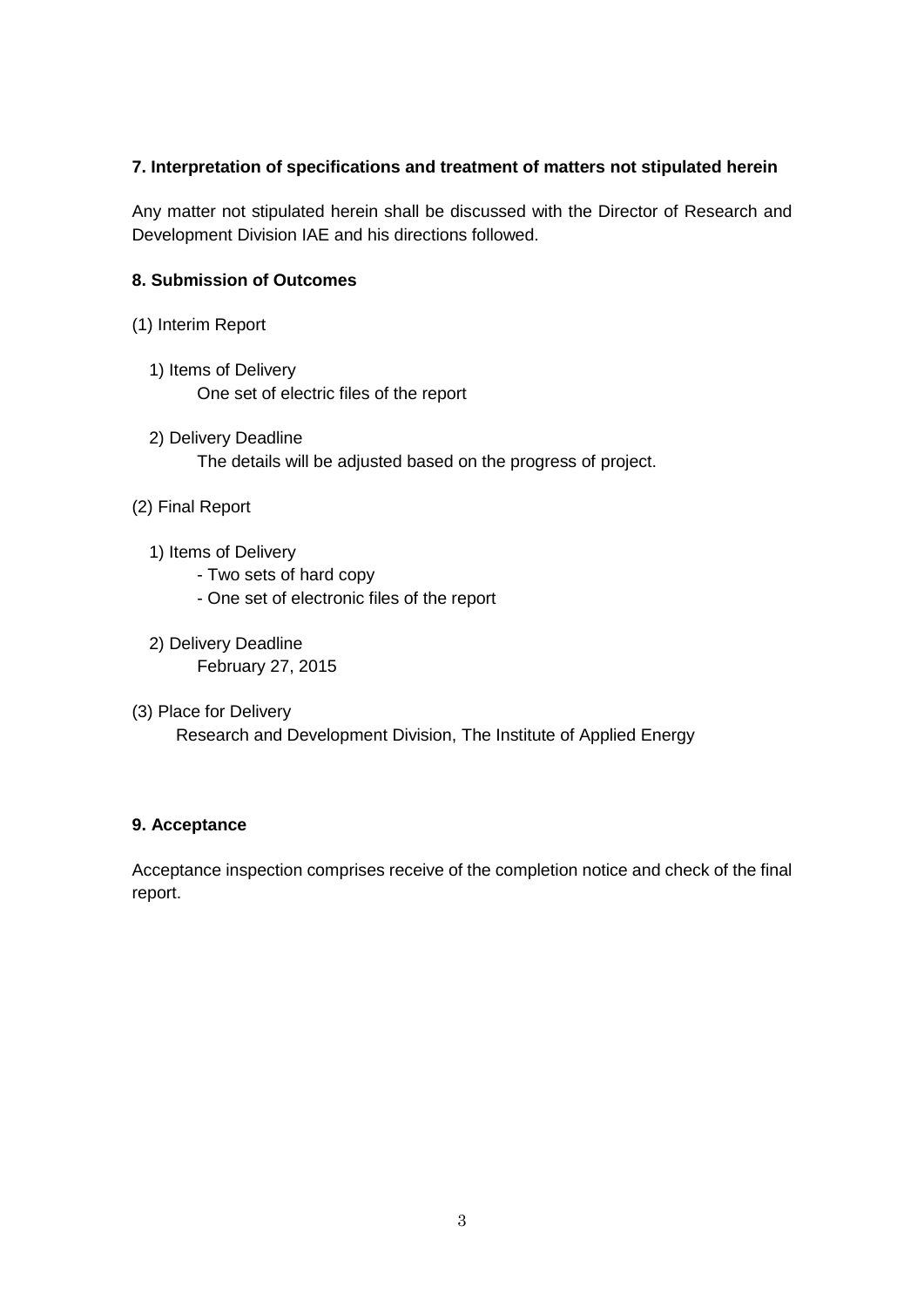### 7. Interpretation of specifications and treatment of matters not stipulated herein

Any matter not stipulated herein shall be discussed with the Director of Research and Development Division IAE and his directions followed.

### 8. Submission of Outcomes

(1) Interim Report

1) Items of Delivery

One set of electric files of the report

2) Delivery Deadline

The details will be adjusted based on the progress of project.

(2) Final Report

1) Items of Delivery

- Two sets of hard copy
- One set of electronic files of the report

2) Delivery Deadline

February 27, 2015

(3) Place for Delivery

Research and Development Division, The Institute of Applied Energy

### 9. Acceptance

Acceptance inspection comprises receive of the completion notice and check of the final report.